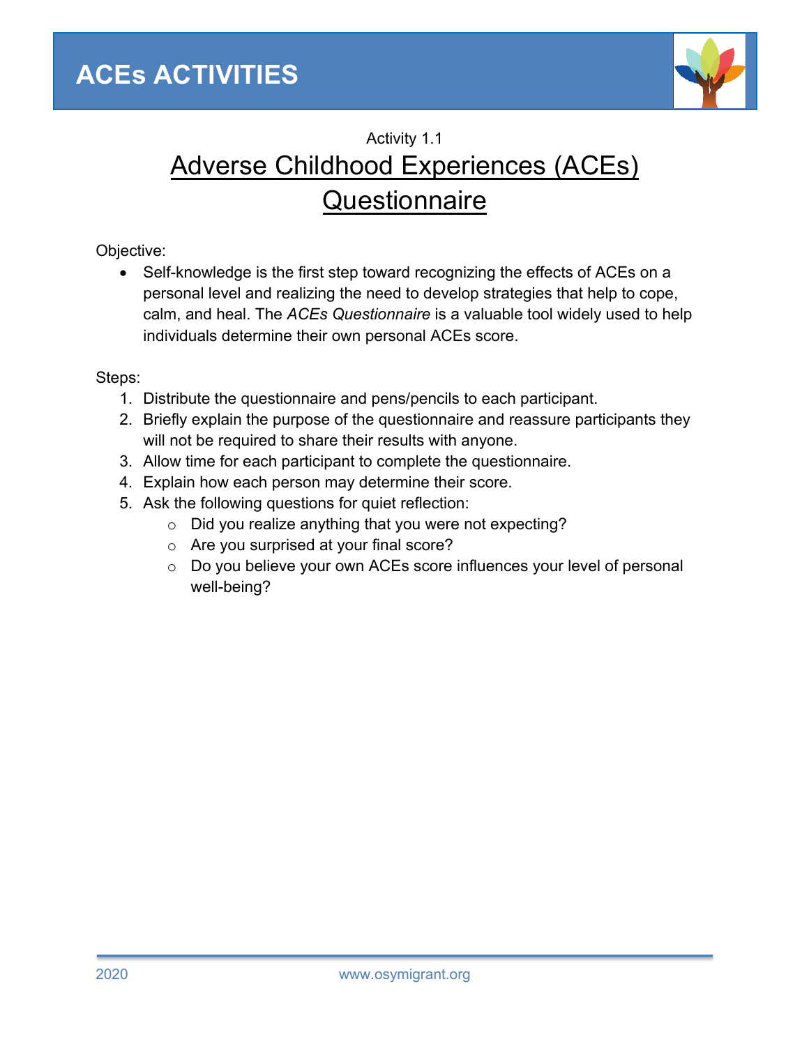# ACEs ACTIVITIES

Activity 1.1

## Adverse Childhood Experiences (ACEs) Questionnaire

Objective:

- Self-knowledge is the first step toward recognizing the effects of ACEs on a personal level and realizing the need to develop strategies that help to cope, calm, and heal. The *ACEs Questionnaire* is a valuable tool widely used to help individuals determine their own personal ACEs score.

Steps:

1. Distribute the questionnaire and pens/pencils to each participant.
2. Briefly explain the purpose of the questionnaire and reassure participants they will not be required to share their results with anyone.
3. Allow time for each participant to complete the questionnaire.
4. Explain how each person may determine their score.
5. Ask the following questions for quiet reflection:
    - Did you realize anything that you were not expecting?
    - Are you surprised at your final score?
    - Do you believe your own ACEs score influences your level of personal well-being?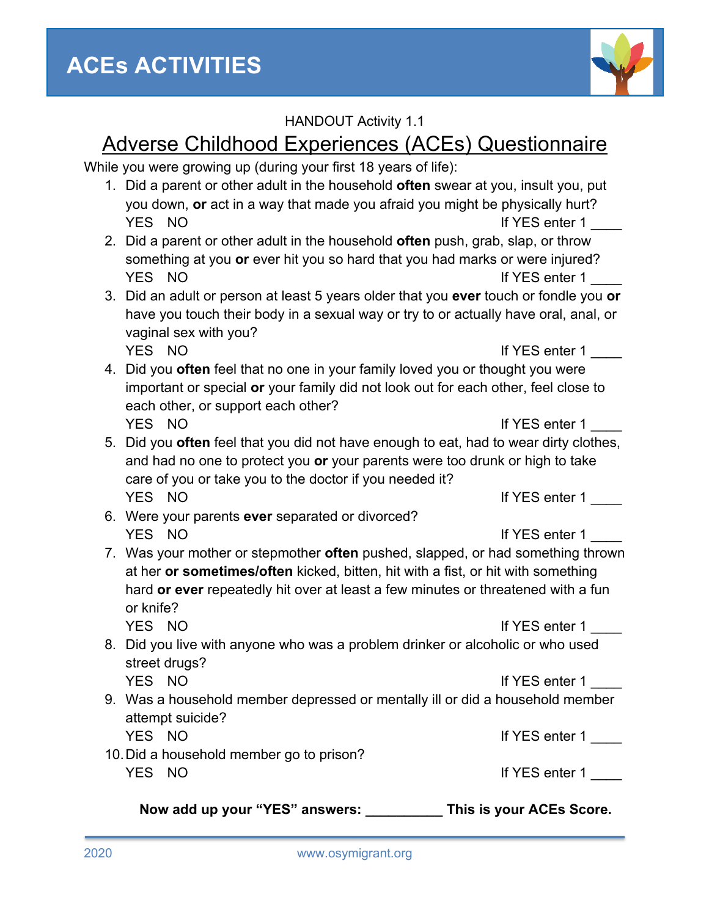# ACEs ACTIVITIES

HANDOUT Activity 1.1

## Adverse Childhood Experiences (ACEs) Questionnaire

While you were growing up (during your first 18 years of life):

1. Did a parent or other adult in the household **often** swear at you, insult you, put you down, **or** act in a way that made you afraid you might be physically hurt?
   YES NO If YES enter 1 ____
2. Did a parent or other adult in the household **often** push, grab, slap, or throw something at you **or** ever hit you so hard that you had marks or were injured?
   YES NO If YES enter 1 ____
3. Did an adult or person at least 5 years older that you **ever** touch or fondle you **or** have you touch their body in a sexual way or try to or actually have oral, anal, or vaginal sex with you?
   YES NO If YES enter 1 ____
4. Did you **often** feel that no one in your family loved you or thought you were important or special **or** your family did not look out for each other, feel close to each other, or support each other?
   YES NO If YES enter 1 ____
5. Did you **often** feel that you did not have enough to eat, had to wear dirty clothes, and had no one to protect you **or** your parents were too drunk or high to take care of you or take you to the doctor if you needed it?
   YES NO If YES enter 1 ____
6. Were your parents **ever** separated or divorced?
   YES NO If YES enter 1 ____
7. Was your mother or stepmother **often** pushed, slapped, or had something thrown at her **or sometimes/often** kicked, bitten, hit with a fist, or hit with something hard **or ever** repeatedly hit over at least a few minutes or threatened with a fun or knife?
   YES NO If YES enter 1 ____
8. Did you live with anyone who was a problem drinker or alcoholic or who used street drugs?
   YES NO If YES enter 1 ____
9. Was a household member depressed or mentally ill or did a household member attempt suicide?
   YES NO If YES enter 1 ____
10. Did a household member go to prison?
    YES NO If YES enter 1 ____

**Now add up your "YES" answers: __________ This is your ACEs Score.**

2020 www.osymigrant.org